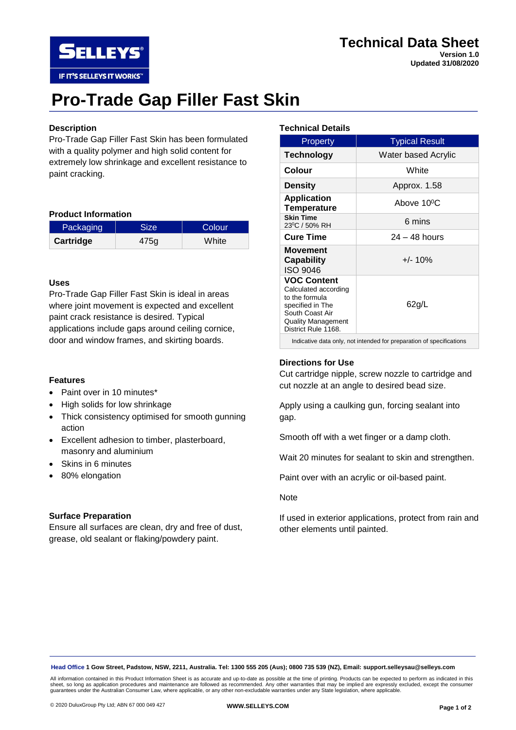# Technical Data Sheet

**Version 1.0**
**Updated 31/08/2020**

# Pro-Trade Gap Filler Fast Skin

## Description

Pro-Trade Gap Filler Fast Skin has been formulated with a quality polymer and high solid content for extremely low shrinkage and excellent resistance to paint cracking.

## Product Information

| Packaging | Size | Colour |
|---|---|---|
| **Cartridge** | 475g | White |

## Uses

Pro-Trade Gap Filler Fast Skin is ideal in areas where joint movement is expected and excellent paint crack resistance is desired. Typical applications include gaps around ceiling cornice, door and window frames, and skirting boards.

## Features

- Paint over in 10 minutes*
- High solids for low shrinkage
- Thick consistency optimised for smooth gunning action
- Excellent adhesion to timber, plasterboard, masonry and aluminium
- Skins in 6 minutes
- 80% elongation

## Surface Preparation

Ensure all surfaces are clean, dry and free of dust, grease, old sealant or flaking/powdery paint.

## Technical Details

| Property | Typical Result |
|---|---|
| **Technology** | Water based Acrylic |
| **Colour** | White |
| **Density** | Approx. 1.58 |
| **Application Temperature** | Above 10$^{0}$C |
| **Skin Time** 23$^{0}$C / 50% RH | 6 mins |
| **Cure Time** | 24 – 48 hours |
| **Movement Capability** ISO 9046 | +/- 10% |
| **VOC Content** Calculated according to the formula specified in The South Coast Air Quality Management District Rule 1168. | 62g/L |

Indicative data only, not intended for preparation of specifications

## Directions for Use

Cut cartridge nipple, screw nozzle to cartridge and cut nozzle at an angle to desired bead size.

Apply using a caulking gun, forcing sealant into gap.

Smooth off with a wet finger or a damp cloth.

Wait 20 minutes for sealant to skin and strengthen.

Paint over with an acrylic or oil-based paint.

Note

If used in exterior applications, protect from rain and other elements until painted.

**Head Office 1 Gow Street, Padstow, NSW, 2211, Australia. Tel: 1300 555 205 (Aus); 0800 735 539 (NZ), Email: support.selleysau@selleys.com**

All information contained in this Product Information Sheet is as accurate and up-to-date as possible at the time of printing. Products can be expected to perform as indicated in this sheet, so long as application procedures and maintenance are followed as recommended. Any other warranties that may be implied are expressly excluded, except the consumer guarantees under the Australian Consumer Law, where applicable, or any other non-excludable warranties under any State legislation, where applicable.

© 2020 DuluxGroup Pty Ltd; ABN 67 000 049 427

**WWW.SELLEYS.COM**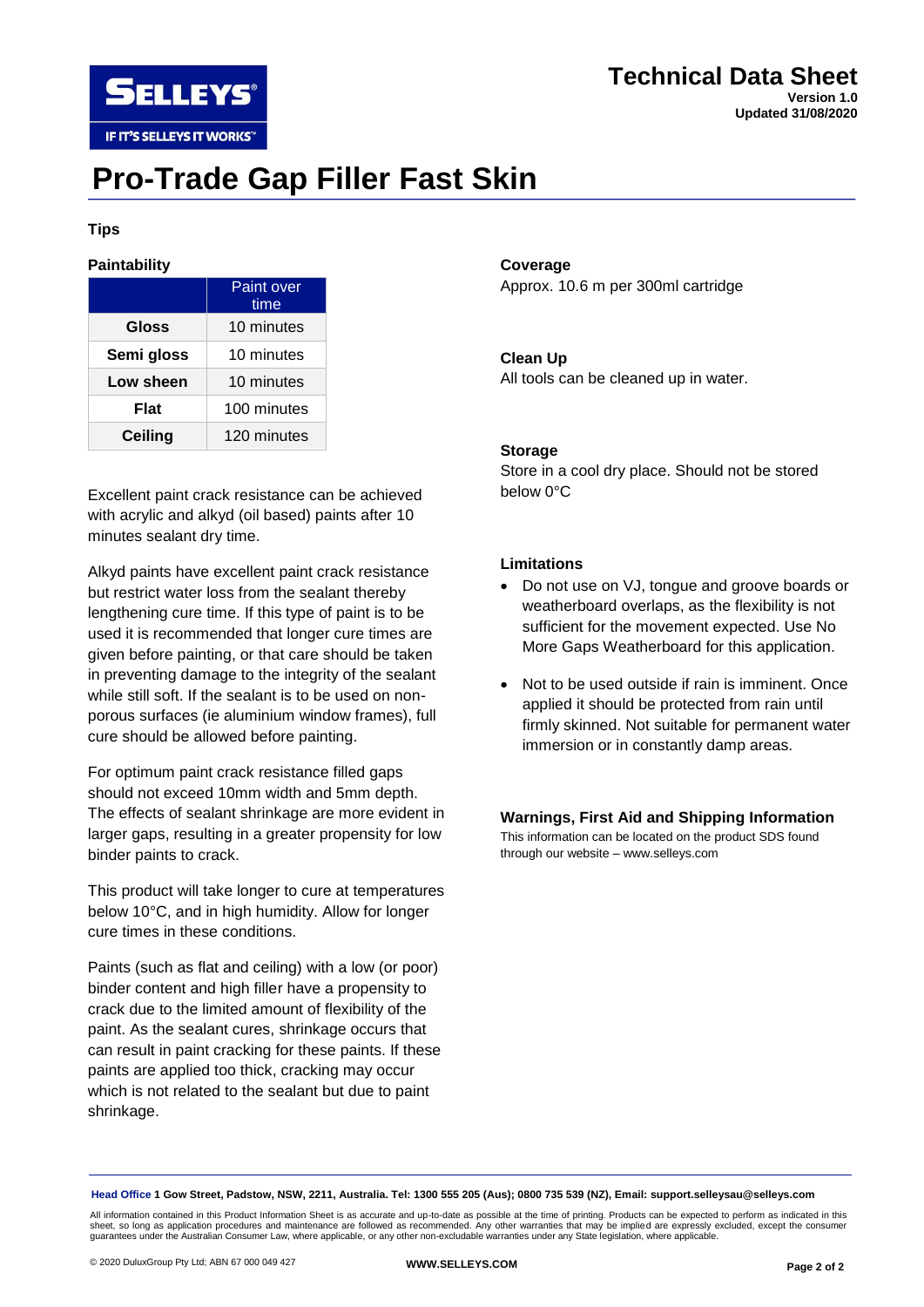# Pro-Trade Gap Filler Fast Skin

### Tips

**Paintability**

| | Paint over time |
|---|---|
| **Gloss** | 10 minutes |
| **Semi gloss** | 10 minutes |
| **Low sheen** | 10 minutes |
| **Flat** | 100 minutes |
| **Ceiling** | 120 minutes |

Excellent paint crack resistance can be achieved with acrylic and alkyd (oil based) paints after 10 minutes sealant dry time.

Alkyd paints have excellent paint crack resistance but restrict water loss from the sealant thereby lengthening cure time. If this type of paint is to be used it is recommended that longer cure times are given before painting, or that care should be taken in preventing damage to the integrity of the sealant while still soft. If the sealant is to be used on non-porous surfaces (ie aluminium window frames), full cure should be allowed before painting.

For optimum paint crack resistance filled gaps should not exceed 10mm width and 5mm depth. The effects of sealant shrinkage are more evident in larger gaps, resulting in a greater propensity for low binder paints to crack.

This product will take longer to cure at temperatures below 10°C, and in high humidity. Allow for longer cure times in these conditions.

Paints (such as flat and ceiling) with a low (or poor) binder content and high filler have a propensity to crack due to the limited amount of flexibility of the paint. As the sealant cures, shrinkage occurs that can result in paint cracking for these paints. If these paints are applied too thick, cracking may occur which is not related to the sealant but due to paint shrinkage.

**Coverage**

Approx. 10.6 m per 300ml cartridge

**Clean Up**

All tools can be cleaned up in water.

**Storage**

Store in a cool dry place. Should not be stored below 0°C

**Limitations**

- Do not use on VJ, tongue and groove boards or weatherboard overlaps, as the flexibility is not sufficient for the movement expected. Use No More Gaps Weatherboard for this application.
- Not to be used outside if rain is imminent. Once applied it should be protected from rain until firmly skinned. Not suitable for permanent water immersion or in constantly damp areas.

**Warnings, First Aid and Shipping Information**

This information can be located on the product SDS found through our website – www.selleys.com

**Head Office** 1 Gow Street, Padstow, NSW, 2211, Australia. Tel: 1300 555 205 (Aus); 0800 735 539 (NZ), Email: support.selleysau@selleys.com

All information contained in this Product Information Sheet is as accurate and up-to-date as possible at the time of printing. Products can be expected to perform as indicated in this sheet, so long as application procedures and maintenance are followed as recommended. Any other warranties that may be implied are expressly excluded, except the consumer guarantees under the Australian Consumer Law, where applicable, or any other non-excludable warranties under any State legislation, where applicable.

© 2020 DuluxGroup Pty Ltd; ABN 67 000 049 427

WWW.SELLEYS.COM